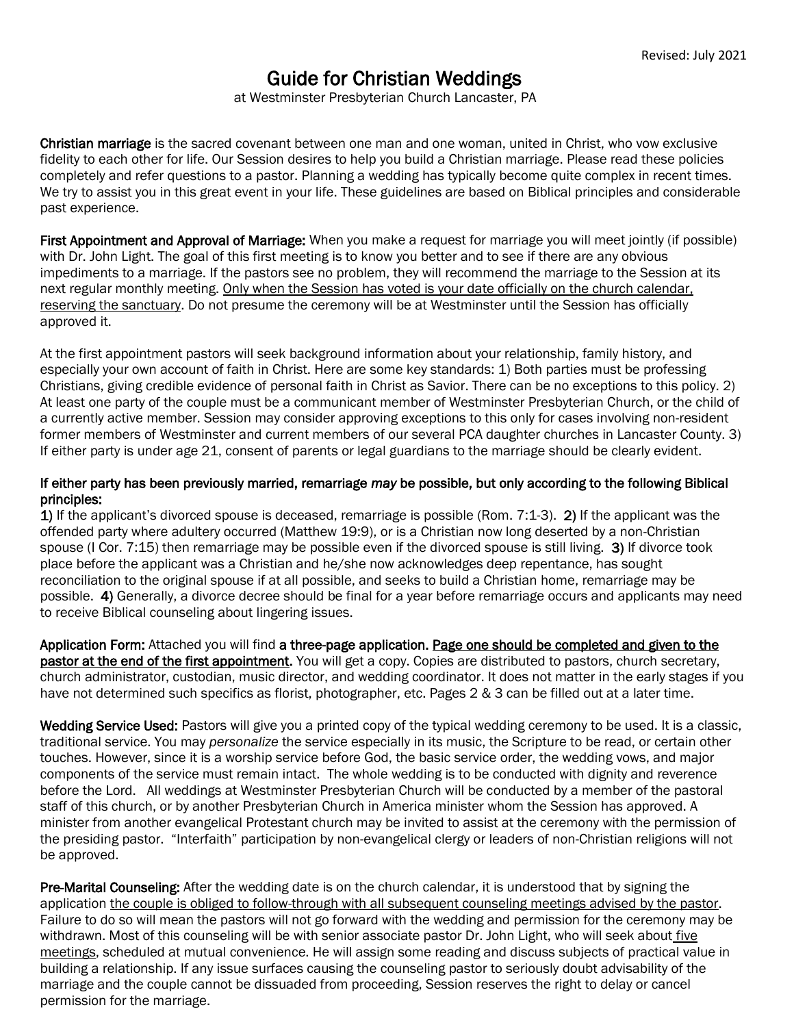Revised: July 2021

# Guide for Christian Weddings

at Westminster Presbyterian Church Lancaster, PA

**Christian marriage** is the sacred covenant between one man and one woman, united in Christ, who vow exclusive fidelity to each other for life. Our Session desires to help you build a Christian marriage. Please read these policies completely and refer questions to a pastor. Planning a wedding has typically become quite complex in recent times. We try to assist you in this great event in your life. These guidelines are based on Biblical principles and considerable past experience.

**First Appointment and Approval of Marriage:** When you make a request for marriage you will meet jointly (if possible) with Dr. John Light. The goal of this first meeting is to know you better and to see if there are any obvious impediments to a marriage. If the pastors see no problem, they will recommend the marriage to the Session at its next regular monthly meeting. <u>Only when the Session has voted is your date officially on the church calendar, reserving the sanctuary</u>. Do not presume the ceremony will be at Westminster until the Session has officially approved it.

At the first appointment pastors will seek background information about your relationship, family history, and especially your own account of faith in Christ. Here are some key standards: 1) Both parties must be professing Christians, giving credible evidence of personal faith in Christ as Savior. There can be no exceptions to this policy. 2) At least one party of the couple must be a communicant member of Westminster Presbyterian Church, or the child of a currently active member. Session may consider approving exceptions to this only for cases involving non-resident former members of Westminster and current members of our several PCA daughter churches in Lancaster County. 3) If either party is under age 21, consent of parents or legal guardians to the marriage should be clearly evident.

**If either party has been previously married, remarriage *may* be possible, but only according to the following Biblical principles:**
**1)** If the applicant's divorced spouse is deceased, remarriage is possible (Rom. 7:1-3). **2)** If the applicant was the offended party where adultery occurred (Matthew 19:9), or is a Christian now long deserted by a non-Christian spouse (I Cor. 7:15) then remarriage may be possible even if the divorced spouse is still living. **3)** If divorce took place before the applicant was a Christian and he/she now acknowledges deep repentance, has sought reconciliation to the original spouse if at all possible, and seeks to build a Christian home, remarriage may be possible. **4)** Generally, a divorce decree should be final for a year before remarriage occurs and applicants may need to receive Biblical counseling about lingering issues.

**Application Form:** Attached you will find **a three-page application. <u>Page one should be completed and given to the pastor at the end of the first appointment</u>.** You will get a copy. Copies are distributed to pastors, church secretary, church administrator, custodian, music director, and wedding coordinator. It does not matter in the early stages if you have not determined such specifics as florist, photographer, etc. Pages 2 & 3 can be filled out at a later time.

**Wedding Service Used:** Pastors will give you a printed copy of the typical wedding ceremony to be used. It is a classic, traditional service. You may *personalize* the service especially in its music, the Scripture to be read, or certain other touches. However, since it is a worship service before God, the basic service order, the wedding vows, and major components of the service must remain intact. The whole wedding is to be conducted with dignity and reverence before the Lord. All weddings at Westminster Presbyterian Church will be conducted by a member of the pastoral staff of this church, or by another Presbyterian Church in America minister whom the Session has approved. A minister from another evangelical Protestant church may be invited to assist at the ceremony with the permission of the presiding pastor. "Interfaith" participation by non-evangelical clergy or leaders of non-Christian religions will not be approved.

**Pre-Marital Counseling:** After the wedding date is on the church calendar, it is understood that by signing the application <u>the couple is obliged to follow-through with all subsequent counseling meetings advised by the pastor</u>. Failure to do so will mean the pastors will not go forward with the wedding and permission for the ceremony may be withdrawn. Most of this counseling will be with senior associate pastor Dr. John Light, who will seek about <u>five meetings</u>, scheduled at mutual convenience. He will assign some reading and discuss subjects of practical value in building a relationship. If any issue surfaces causing the counseling pastor to seriously doubt advisability of the marriage and the couple cannot be dissuaded from proceeding, Session reserves the right to delay or cancel permission for the marriage.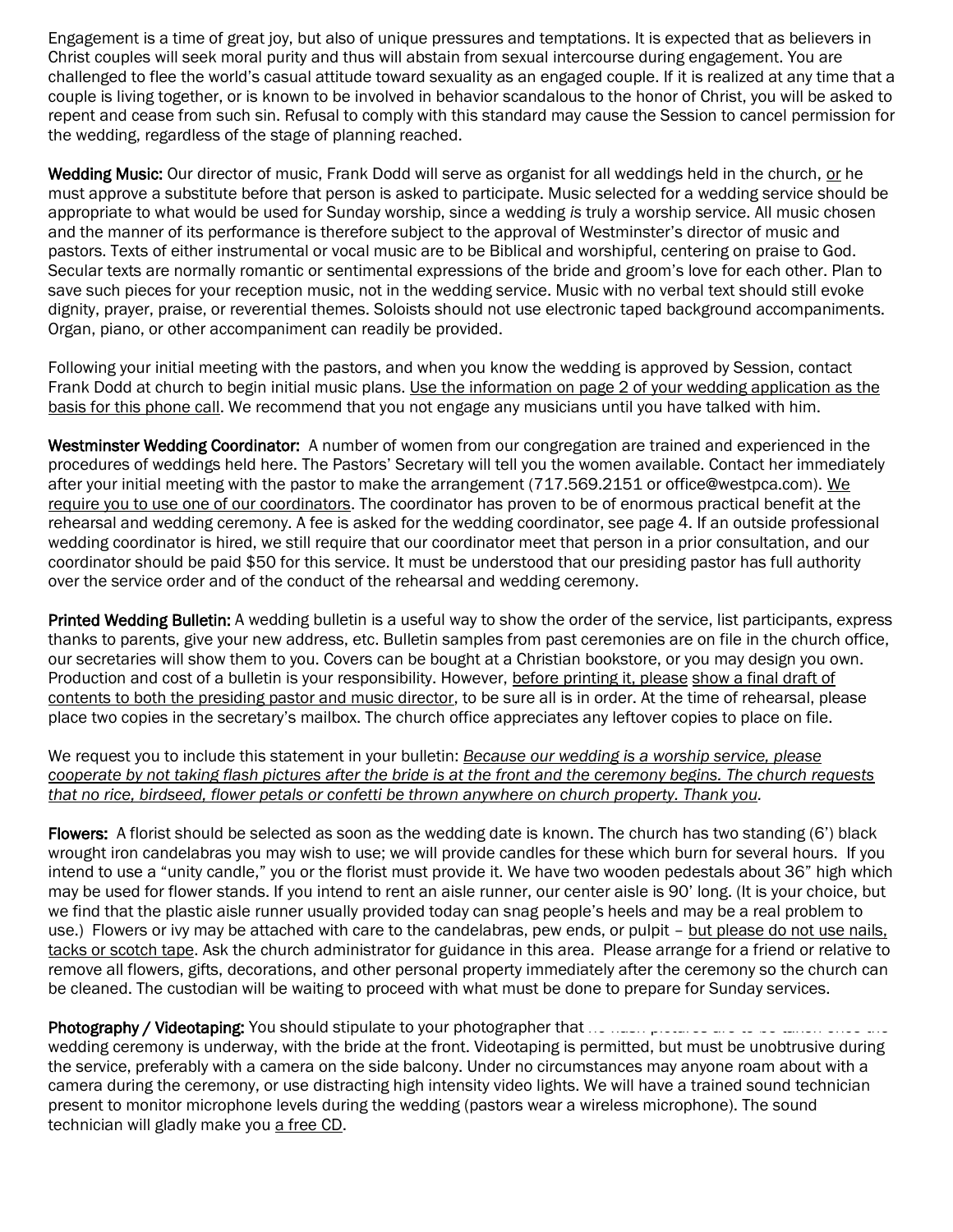Engagement is a time of great joy, but also of unique pressures and temptations. It is expected that as believers in Christ couples will seek moral purity and thus will abstain from sexual intercourse during engagement. You are challenged to flee the world's casual attitude toward sexuality as an engaged couple. If it is realized at any time that a couple is living together, or is known to be involved in behavior scandalous to the honor of Christ, you will be asked to repent and cease from such sin. Refusal to comply with this standard may cause the Session to cancel permission for the wedding, regardless of the stage of planning reached.

**Wedding Music:** Our director of music, Frank Dodd will serve as organist for all weddings held in the church, or he must approve a substitute before that person is asked to participate. Music selected for a wedding service should be appropriate to what would be used for Sunday worship, since a wedding *is* truly a worship service. All music chosen and the manner of its performance is therefore subject to the approval of Westminster's director of music and pastors. Texts of either instrumental or vocal music are to be Biblical and worshipful, centering on praise to God. Secular texts are normally romantic or sentimental expressions of the bride and groom's love for each other. Plan to save such pieces for your reception music, not in the wedding service. Music with no verbal text should still evoke dignity, prayer, praise, or reverential themes. Soloists should not use electronic taped background accompaniments. Organ, piano, or other accompaniment can readily be provided.

Following your initial meeting with the pastors, and when you know the wedding is approved by Session, contact Frank Dodd at church to begin initial music plans. Use the information on page 2 of your wedding application as the basis for this phone call. We recommend that you not engage any musicians until you have talked with him.

**Westminster Wedding Coordinator:** A number of women from our congregation are trained and experienced in the procedures of weddings held here. The Pastors' Secretary will tell you the women available. Contact her immediately after your initial meeting with the pastor to make the arrangement (717.569.2151 or office@westpca.com). We require you to use one of our coordinators. The coordinator has proven to be of enormous practical benefit at the rehearsal and wedding ceremony. A fee is asked for the wedding coordinator, see page 4. If an outside professional wedding coordinator is hired, we still require that our coordinator meet that person in a prior consultation, and our coordinator should be paid $50 for this service. It must be understood that our presiding pastor has full authority over the service order and of the conduct of the rehearsal and wedding ceremony.

**Printed Wedding Bulletin:** A wedding bulletin is a useful way to show the order of the service, list participants, express thanks to parents, give your new address, etc. Bulletin samples from past ceremonies are on file in the church office, our secretaries will show them to you. Covers can be bought at a Christian bookstore, or you may design you own. Production and cost of a bulletin is your responsibility. However, before printing it, please show a final draft of contents to both the presiding pastor and music director, to be sure all is in order. At the time of rehearsal, please place two copies in the secretary's mailbox. The church office appreciates any leftover copies to place on file.

We request you to include this statement in your bulletin: *Because our wedding is a worship service, please cooperate by not taking flash pictures after the bride is at the front and the ceremony begins. The church requests that no rice, birdseed, flower petals or confetti be thrown anywhere on church property. Thank you.*

**Flowers:** A florist should be selected as soon as the wedding date is known. The church has two standing (6') black wrought iron candelabras you may wish to use; we will provide candles for these which burn for several hours. If you intend to use a "unity candle," you or the florist must provide it. We have two wooden pedestals about 36" high which may be used for flower stands. If you intend to rent an aisle runner, our center aisle is 90' long. (It is your choice, but we find that the plastic aisle runner usually provided today can snag people's heels and may be a real problem to use.) Flowers or ivy may be attached with care to the candelabras, pew ends, or pulpit – but please do not use nails, tacks or scotch tape. Ask the church administrator for guidance in this area. Please arrange for a friend or relative to remove all flowers, gifts, decorations, and other personal property immediately after the ceremony so the church can be cleaned. The custodian will be waiting to proceed with what must be done to prepare for Sunday services.

**Photography / Videotaping:** You should stipulate to your photographer that no flash pictures are to be taken once the wedding ceremony is underway, with the bride at the front. Videotaping is permitted, but must be unobtrusive during the service, preferably with a camera on the side balcony. Under no circumstances may anyone roam about with a camera during the ceremony, or use distracting high intensity video lights. We will have a trained sound technician present to monitor microphone levels during the wedding (pastors wear a wireless microphone). The sound technician will gladly make you a free CD.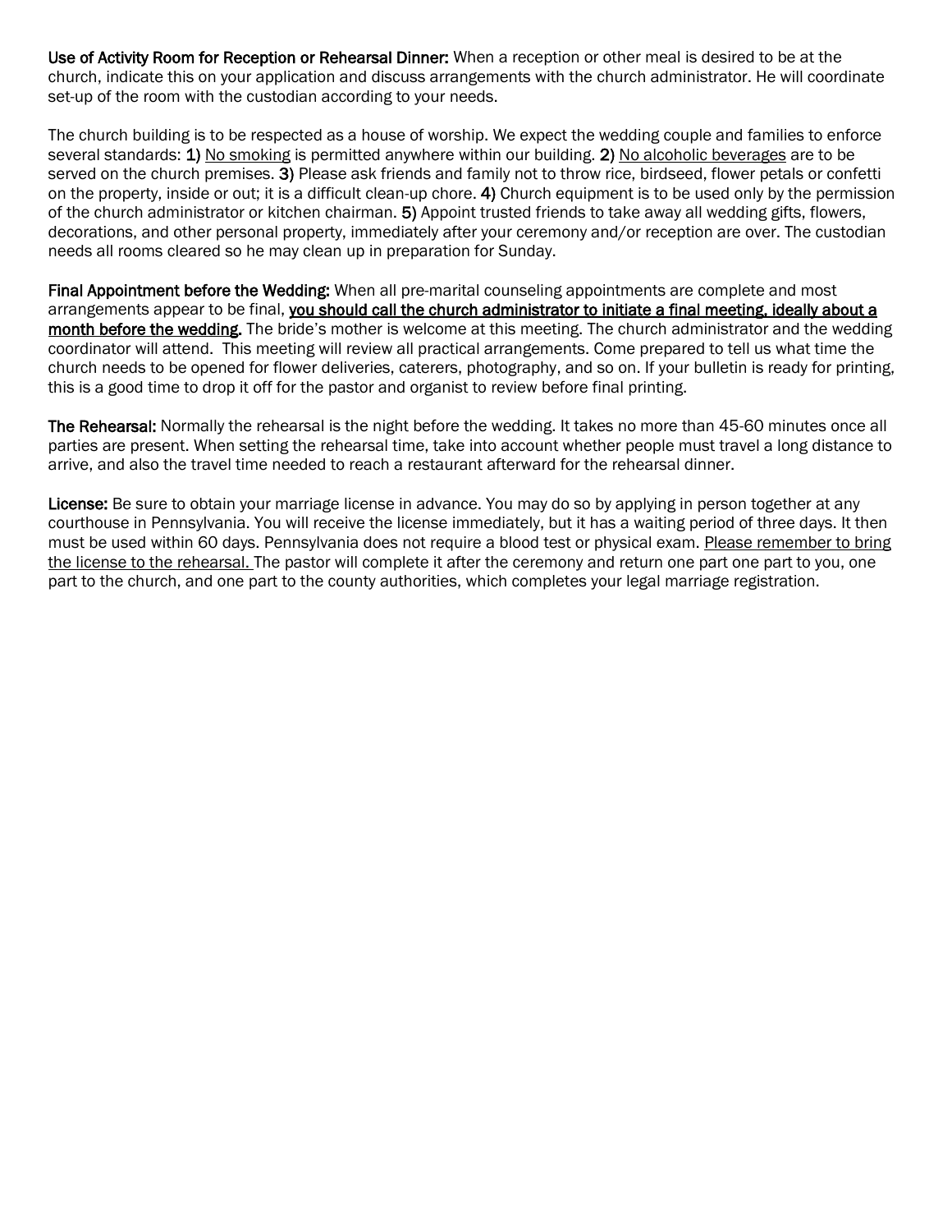**Use of Activity Room for Reception or Rehearsal Dinner:** When a reception or other meal is desired to be at the church, indicate this on your application and discuss arrangements with the church administrator. He will coordinate set-up of the room with the custodian according to your needs.

The church building is to be respected as a house of worship. We expect the wedding couple and families to enforce several standards: **1)** No smoking is permitted anywhere within our building. **2)** No alcoholic beverages are to be served on the church premises. **3)** Please ask friends and family not to throw rice, birdseed, flower petals or confetti on the property, inside or out; it is a difficult clean-up chore. **4)** Church equipment is to be used only by the permission of the church administrator or kitchen chairman. **5)** Appoint trusted friends to take away all wedding gifts, flowers, decorations, and other personal property, immediately after your ceremony and/or reception are over. The custodian needs all rooms cleared so he may clean up in preparation for Sunday.

**Final Appointment before the Wedding:** When all pre-marital counseling appointments are complete and most arrangements appear to be final, **you should call the church administrator to initiate a final meeting, ideally about a month before the wedding.** The bride's mother is welcome at this meeting. The church administrator and the wedding coordinator will attend. This meeting will review all practical arrangements. Come prepared to tell us what time the church needs to be opened for flower deliveries, caterers, photography, and so on. If your bulletin is ready for printing, this is a good time to drop it off for the pastor and organist to review before final printing.

**The Rehearsal:** Normally the rehearsal is the night before the wedding. It takes no more than 45-60 minutes once all parties are present. When setting the rehearsal time, take into account whether people must travel a long distance to arrive, and also the travel time needed to reach a restaurant afterward for the rehearsal dinner.

**License:** Be sure to obtain your marriage license in advance. You may do so by applying in person together at any courthouse in Pennsylvania. You will receive the license immediately, but it has a waiting period of three days. It then must be used within 60 days. Pennsylvania does not require a blood test or physical exam. Please remember to bring the license to the rehearsal. The pastor will complete it after the ceremony and return one part one part to you, one part to the church, and one part to the county authorities, which completes your legal marriage registration.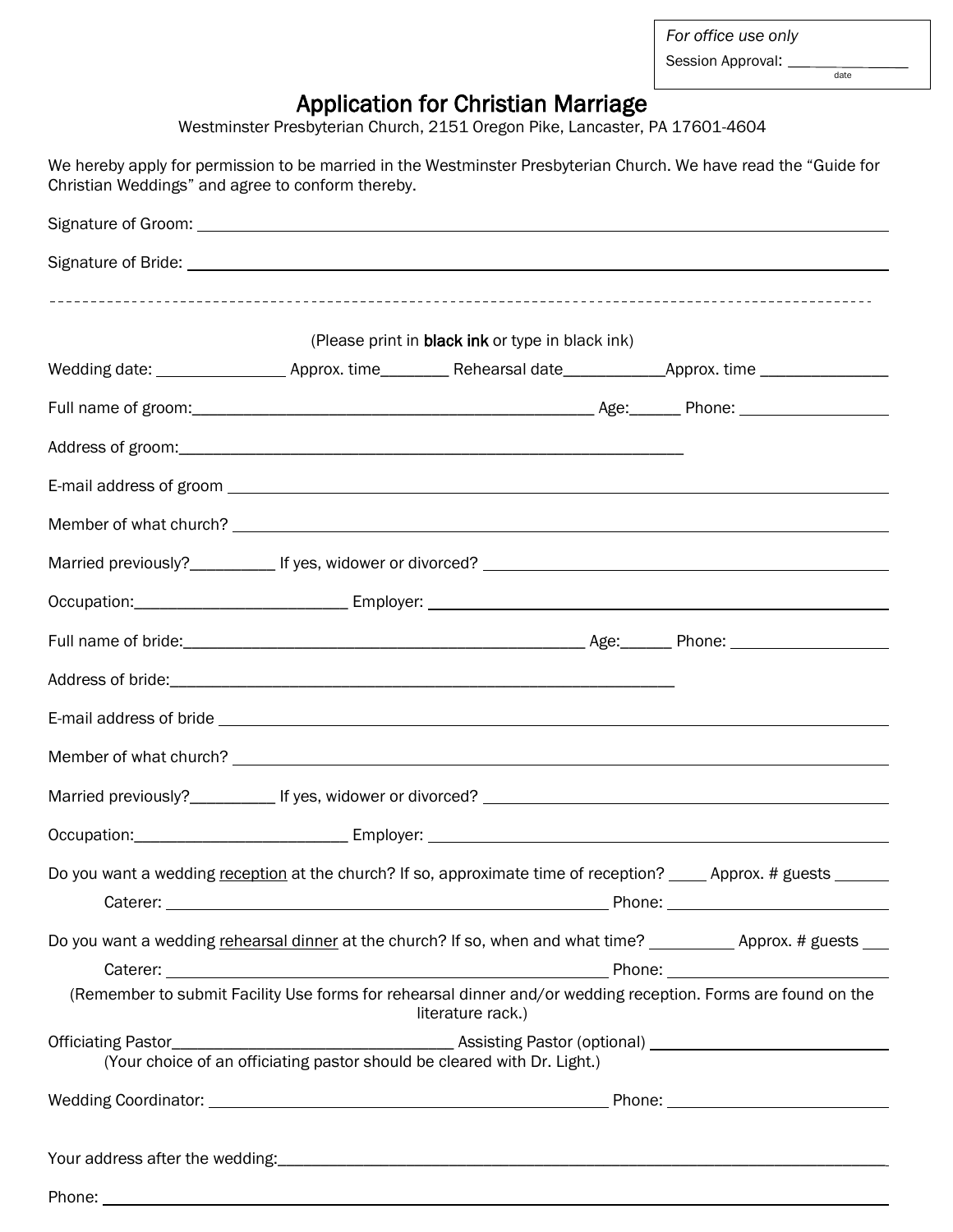*For office use only*

Session Approval: \_\_\_\_\_\_\_\_\_\_\_\_\_\_\_\_
date

# Application for Christian Marriage

Westminster Presbyterian Church, 2151 Oregon Pike, Lancaster, PA 17601-4604

We hereby apply for permission to be married in the Westminster Presbyterian Church. We have read the "Guide for Christian Weddings" and agree to conform thereby.

Signature of Groom: \_\_\_\_\_\_\_\_\_\_\_\_\_\_\_\_\_\_\_\_\_\_\_\_\_\_\_\_\_\_\_\_\_\_\_\_\_\_\_\_

Signature of Bride: \_\_\_\_\_\_\_\_\_\_\_\_\_\_\_\_\_\_\_\_\_\_\_\_\_\_\_\_\_\_\_\_\_\_\_\_\_\_\_\_

---

(Please print in **black ink** or type in black ink)

Wedding date: \_\_\_\_\_\_\_\_\_\_\_\_\_\_\_ Approx. time\_\_\_\_\_\_\_\_ Rehearsal date\_\_\_\_\_\_\_\_\_\_\_\_Approx. time \_\_\_\_\_\_\_\_\_\_\_\_\_\_\_

Full name of groom:\_\_\_\_\_\_\_\_\_\_\_\_\_\_\_\_\_\_\_\_\_\_\_\_\_\_\_\_\_\_\_\_\_\_\_\_\_\_\_\_\_\_\_\_\_\_ Age:\_\_\_\_\_\_ Phone: \_\_\_\_\_\_\_\_\_\_\_\_\_\_\_\_\_\_

Address of groom:\_\_\_\_\_\_\_\_\_\_\_\_\_\_\_\_\_\_\_\_\_\_\_\_\_\_\_\_\_\_\_\_\_\_\_\_\_\_\_\_\_\_\_\_\_\_\_\_\_\_\_\_\_\_\_\_\_\_\_\_\_

E-mail address of groom \_\_\_\_\_\_\_\_\_\_\_\_\_\_\_\_\_\_\_\_\_\_\_\_\_\_\_\_\_\_\_\_\_\_\_\_\_\_\_\_

Member of what church? \_\_\_\_\_\_\_\_\_\_\_\_\_\_\_\_\_\_\_\_\_\_\_\_\_\_\_\_\_\_\_\_\_\_\_\_\_\_\_\_

Married previously?\_\_\_\_\_\_\_\_\_\_ If yes, widower or divorced? \_\_\_\_\_\_\_\_\_\_\_\_\_\_\_\_\_\_\_\_\_\_\_\_\_\_\_\_\_\_

Occupation:\_\_\_\_\_\_\_\_\_\_\_\_\_\_\_\_\_\_\_\_\_\_\_\_\_\_ Employer: \_\_\_\_\_\_\_\_\_\_\_\_\_\_\_\_\_\_\_\_\_\_\_\_\_\_\_\_\_\_

Full name of bride:\_\_\_\_\_\_\_\_\_\_\_\_\_\_\_\_\_\_\_\_\_\_\_\_\_\_\_\_\_\_\_\_\_\_\_\_\_\_\_\_\_\_\_\_\_\_\_\_ Age:\_\_\_\_\_\_ Phone: \_\_\_\_\_\_\_\_\_\_\_\_\_\_\_\_\_\_\_

Address of bride:\_\_\_\_\_\_\_\_\_\_\_\_\_\_\_\_\_\_\_\_\_\_\_\_\_\_\_\_\_\_\_\_\_\_\_\_\_\_\_\_\_\_\_\_\_\_\_\_\_\_\_\_\_\_\_\_\_\_\_\_\_\_

E-mail address of bride \_\_\_\_\_\_\_\_\_\_\_\_\_\_\_\_\_\_\_\_\_\_\_\_\_\_\_\_\_\_\_\_\_\_\_\_\_\_\_\_

Member of what church? \_\_\_\_\_\_\_\_\_\_\_\_\_\_\_\_\_\_\_\_\_\_\_\_\_\_\_\_\_\_\_\_\_\_\_\_\_\_\_\_

Married previously?\_\_\_\_\_\_\_\_\_\_ If yes, widower or divorced? \_\_\_\_\_\_\_\_\_\_\_\_\_\_\_\_\_\_\_\_\_\_\_\_\_\_\_\_\_\_

Occupation:\_\_\_\_\_\_\_\_\_\_\_\_\_\_\_\_\_\_\_\_\_\_\_\_\_\_ Employer: \_\_\_\_\_\_\_\_\_\_\_\_\_\_\_\_\_\_\_\_\_\_\_\_\_\_\_\_\_\_

Do you want a wedding <u>reception</u> at the church? If so, approximate time of reception? \_\_\_\_\_ Approx. # guests \_\_\_\_\_\_\_

Caterer: \_\_\_\_\_\_\_\_\_\_\_\_\_\_\_\_\_\_\_\_\_\_\_\_\_\_\_\_\_\_\_\_\_\_\_\_\_\_\_\_\_\_\_\_\_\_ Phone: \_\_\_\_\_\_\_\_\_\_\_\_\_\_\_\_\_\_\_\_\_\_\_\_\_\_

Do you want a wedding <u>rehearsal dinner</u> at the church? If so, when and what time? \_\_\_\_\_\_\_\_\_\_ Approx. # guests \_\_\_\_

Caterer: \_\_\_\_\_\_\_\_\_\_\_\_\_\_\_\_\_\_\_\_\_\_\_\_\_\_\_\_\_\_\_\_\_\_\_\_\_\_\_\_\_\_\_\_\_\_ Phone: \_\_\_\_\_\_\_\_\_\_\_\_\_\_\_\_\_\_\_\_\_\_\_\_\_\_

(Remember to submit Facility Use forms for rehearsal dinner and/or wedding reception. Forms are found on the literature rack.)

Officiating Pastor\_\_\_\_\_\_\_\_\_\_\_\_\_\_\_\_\_\_\_\_\_\_\_\_\_\_\_\_\_\_\_\_\_\_ Assisting Pastor (optional) \_\_\_\_\_\_\_\_\_\_\_\_\_\_\_\_\_\_\_\_\_\_\_\_\_\_\_\_

(Your choice of an officiating pastor should be cleared with Dr. Light.)

Wedding Coordinator: \_\_\_\_\_\_\_\_\_\_\_\_\_\_\_\_\_\_\_\_\_\_\_\_\_\_\_\_\_\_\_\_\_\_\_\_\_\_\_\_\_\_\_\_ Phone: \_\_\_\_\_\_\_\_\_\_\_\_\_\_\_\_\_\_\_\_\_\_\_\_\_\_

Your address after the wedding:\_\_\_\_\_\_\_\_\_\_\_\_\_\_\_\_\_\_\_\_\_\_\_\_\_\_\_\_\_\_\_\_\_\_\_\_\_\_\_\_\_\_\_\_\_\_\_\_\_\_\_\_\_\_\_\_\_\_\_\_\_\_\_\_\_\_\_\_\_\_\_

Phone: \_\_\_\_\_\_\_\_\_\_\_\_\_\_\_\_\_\_\_\_\_\_\_\_\_\_\_\_\_\_\_\_\_\_\_\_\_\_\_\_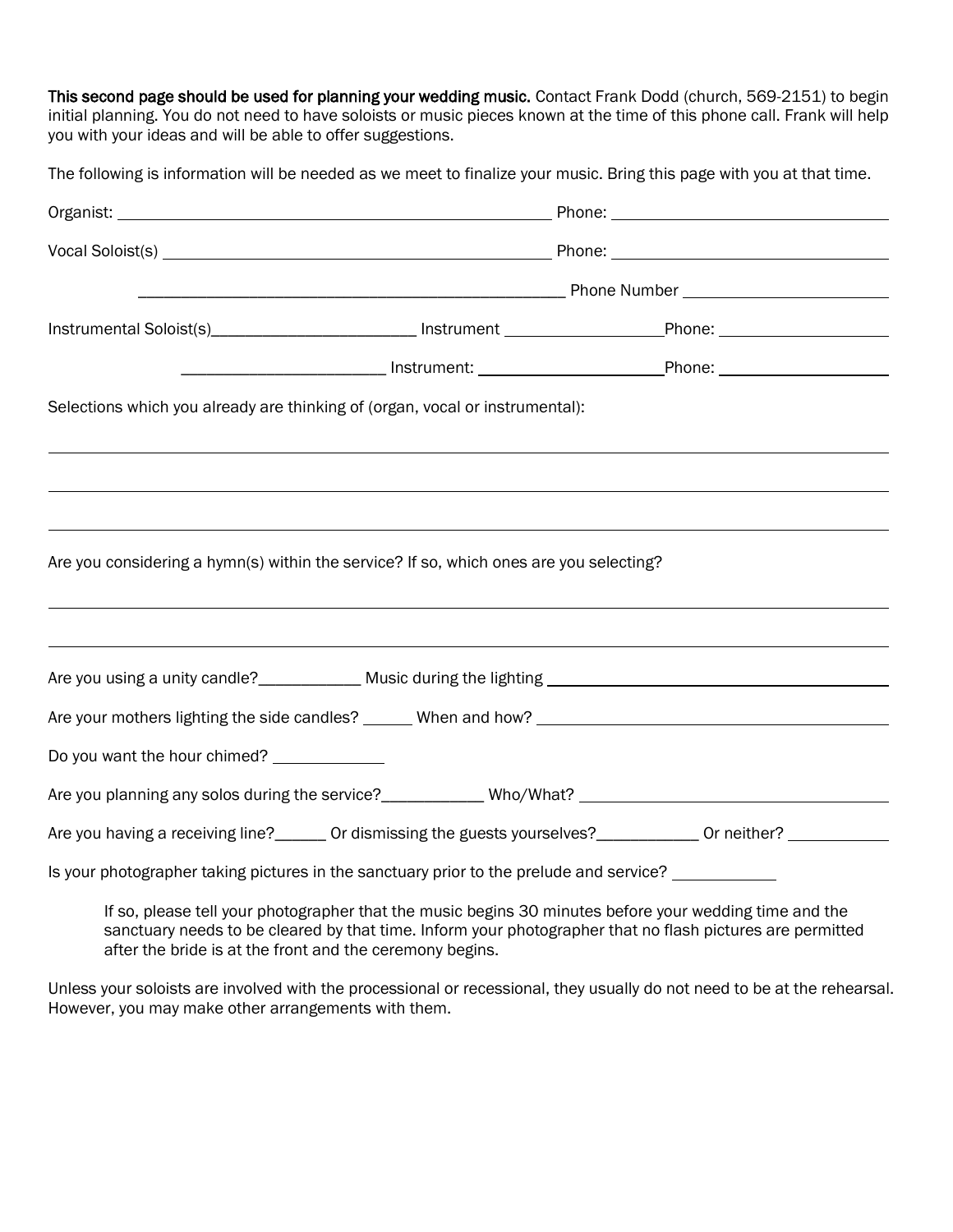**This second page should be used for planning your wedding music.** Contact Frank Dodd (church, 569-2151) to begin initial planning. You do not need to have soloists or music pieces known at the time of this phone call. Frank will help you with your ideas and will be able to offer suggestions.

The following is information will be needed as we meet to finalize your music. Bring this page with you at that time.

Organist: ______________________________ Phone: ______________________

Vocal Soloist(s) ______________________________ Phone: ______________________

______________________________ Phone Number ______________________

Instrumental Soloist(s)______________________ Instrument ________________Phone: __________________

______________________ Instrument: ________________Phone: __________________

Selections which you already are thinking of (organ, vocal or instrumental):

______________________________________________________________________

______________________________________________________________________

______________________________________________________________________

Are you considering a hymn(s) within the service? If so, which ones are you selecting?

______________________________________________________________________

______________________________________________________________________

Are you using a unity candle?___________ Music during the lighting ______________________________

Are your mothers lighting the side candles? ______ When and how? ______________________________

Do you want the hour chimed? ____________

Are you planning any solos during the service?___________ Who/What? ______________________________

Are you having a receiving line?______ Or dismissing the guests yourselves?___________ Or neither? ___________

Is your photographer taking pictures in the sanctuary prior to the prelude and service? ___________

> If so, please tell your photographer that the music begins 30 minutes before your wedding time and the sanctuary needs to be cleared by that time. Inform your photographer that no flash pictures are permitted after the bride is at the front and the ceremony begins.

Unless your soloists are involved with the processional or recessional, they usually do not need to be at the rehearsal. However, you may make other arrangements with them.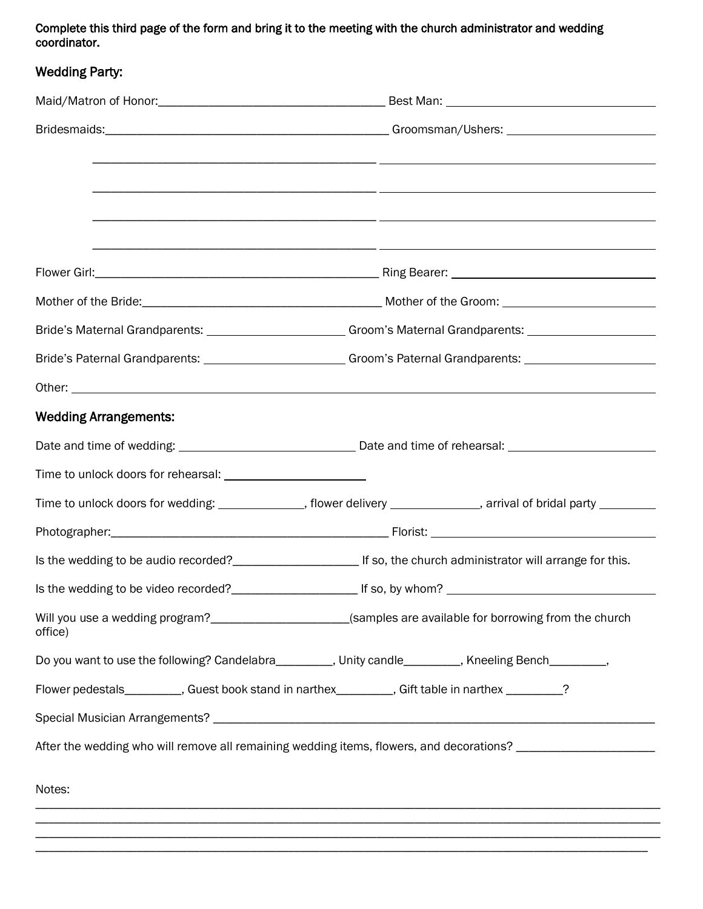**Complete this third page of the form and bring it to the meeting with the church administrator and wedding coordinator.**

### Wedding Party:

Maid/Matron of Honor:_____________________________ Best Man: _____________________________

Bridesmaids:_____________________________________ Groomsman/Ushers: ____________________

_____________________________________ _____________________________________

_____________________________________ _____________________________________

_____________________________________ _____________________________________

_____________________________________ _____________________________________

Flower Girl:_____________________________________ Ring Bearer: ___________________________

Mother of the Bride:______________________________ Mother of the Groom: ____________________

Bride's Maternal Grandparents: ____________________ Groom's Maternal Grandparents: ____________________

Bride's Paternal Grandparents: ____________________ Groom's Paternal Grandparents: ____________________

Other: _________________________________________________________________________

### Wedding Arrangements:

Date and time of wedding: _______________________ Date and time of rehearsal: ____________________

Time to unlock doors for rehearsal: ____________________

Time to unlock doors for wedding: ____________, flower delivery ____________, arrival of bridal party ________

Photographer:_____________________________________ Florist: ______________________________

Is the wedding to be audio recorded?_________________ If so, the church administrator will arrange for this.

Is the wedding to be video recorded?_________________ If so, by whom? ___________________________

Will you use a wedding program?___________________(samples are available for borrowing from the church office)

Do you want to use the following? Candelabra________, Unity candle________, Kneeling Bench________,

Flower pedestals________, Guest book stand in narthex________, Gift table in narthex ________?

Special Musician Arrangements? ____________________________________________________________

After the wedding who will remove all remaining wedding items, flowers, and decorations? __________________

Notes:

_______________________________________________________________________________________

_______________________________________________________________________________________

_______________________________________________________________________________________

_______________________________________________________________________________________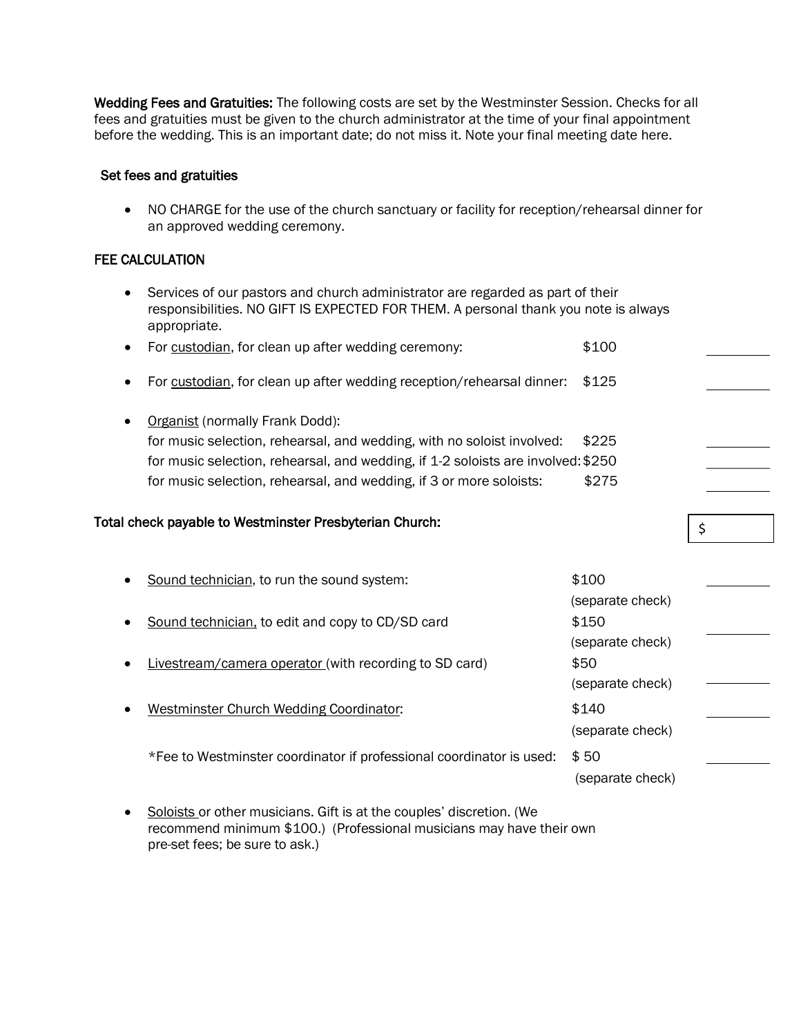**Wedding Fees and Gratuities:** The following costs are set by the Westminster Session. Checks for all fees and gratuities must be given to the church administrator at the time of your final appointment before the wedding. This is an important date; do not miss it. Note your final meeting date here.

### Set fees and gratuities

- NO CHARGE for the use of the church sanctuary or facility for reception/rehearsal dinner for an approved wedding ceremony.

### FEE CALCULATION

- Services of our pastors and church administrator are regarded as part of their responsibilities. NO GIFT IS EXPECTED FOR THEM. A personal thank you note is always appropriate.
- For custodian, for clean up after wedding ceremony: $100 ________
- For custodian, for clean up after wedding reception/rehearsal dinner: $125 ________
- Organist (normally Frank Dodd):
  - for music selection, rehearsal, and wedding, with no soloist involved: $225 ________
  - for music selection, rehearsal, and wedding, if 1-2 soloists are involved: $250 ________
  - for music selection, rehearsal, and wedding, if 3 or more soloists: $275 ________

**Total check payable to Westminster Presbyterian Church:** $ ________

- Sound technician, to run the sound system: $100 (separate check) ________
- Sound technician, to edit and copy to CD/SD card $150 (separate check) ________
- Livestream/camera operator (with recording to SD card) $50 (separate check) ________
- Westminster Church Wedding Coordinator: $140 (separate check) ________

  *Fee to Westminster coordinator if professional coordinator is used: $ 50 (separate check) ________

- Soloists or other musicians. Gift is at the couples' discretion. (We recommend minimum $100.) (Professional musicians may have their own pre-set fees; be sure to ask.)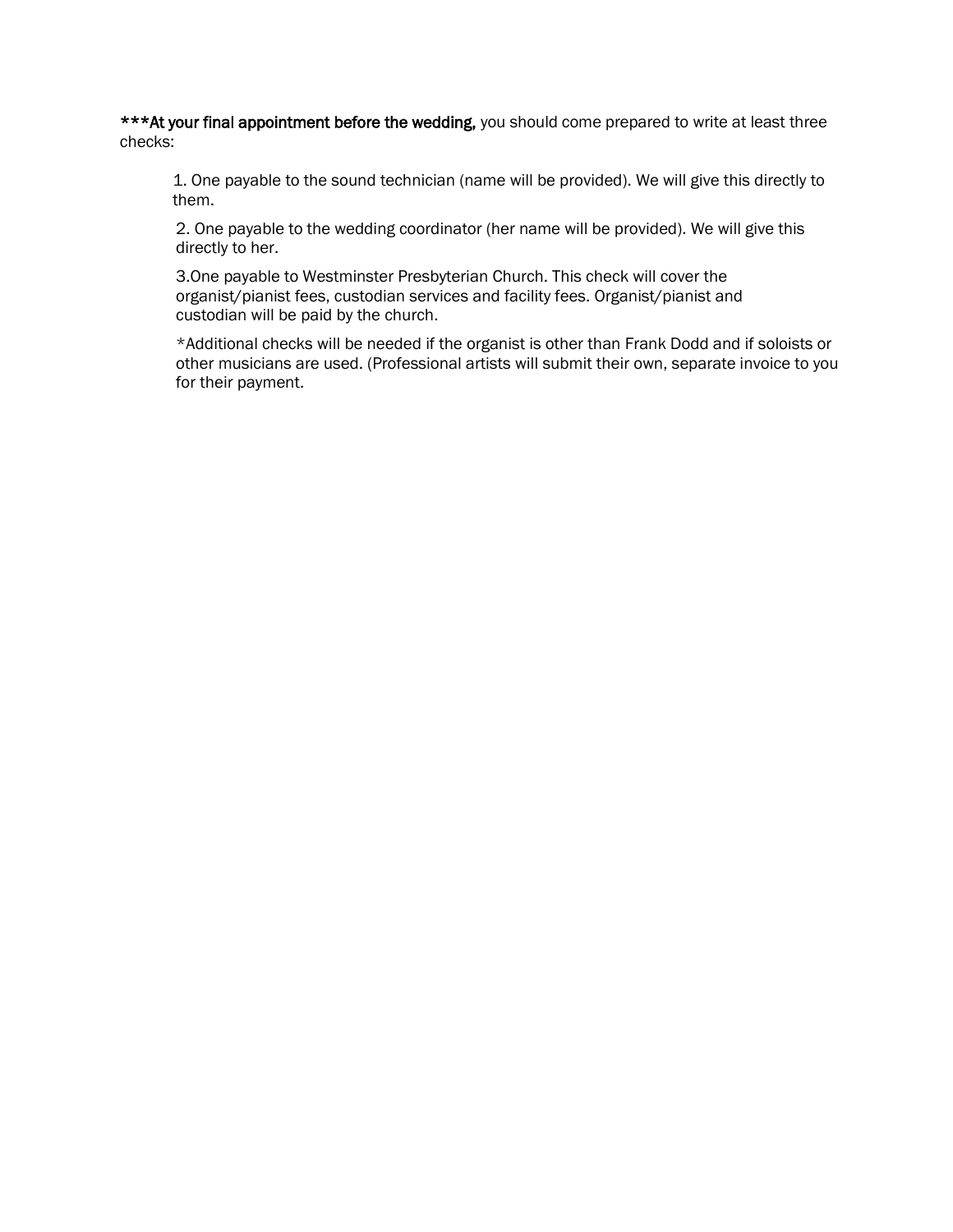***At your final appointment before the wedding,** you should come prepared to write at least three checks:

1. One payable to the sound technician (name will be provided). We will give this directly to them.

2. One payable to the wedding coordinator (her name will be provided). We will give this directly to her.

3.One payable to Westminster Presbyterian Church. This check will cover the organist/pianist fees, custodian services and facility fees. Organist/pianist and custodian will be paid by the church.

*Additional checks will be needed if the organist is other than Frank Dodd and if soloists or other musicians are used. (Professional artists will submit their own, separate invoice to you for their payment.